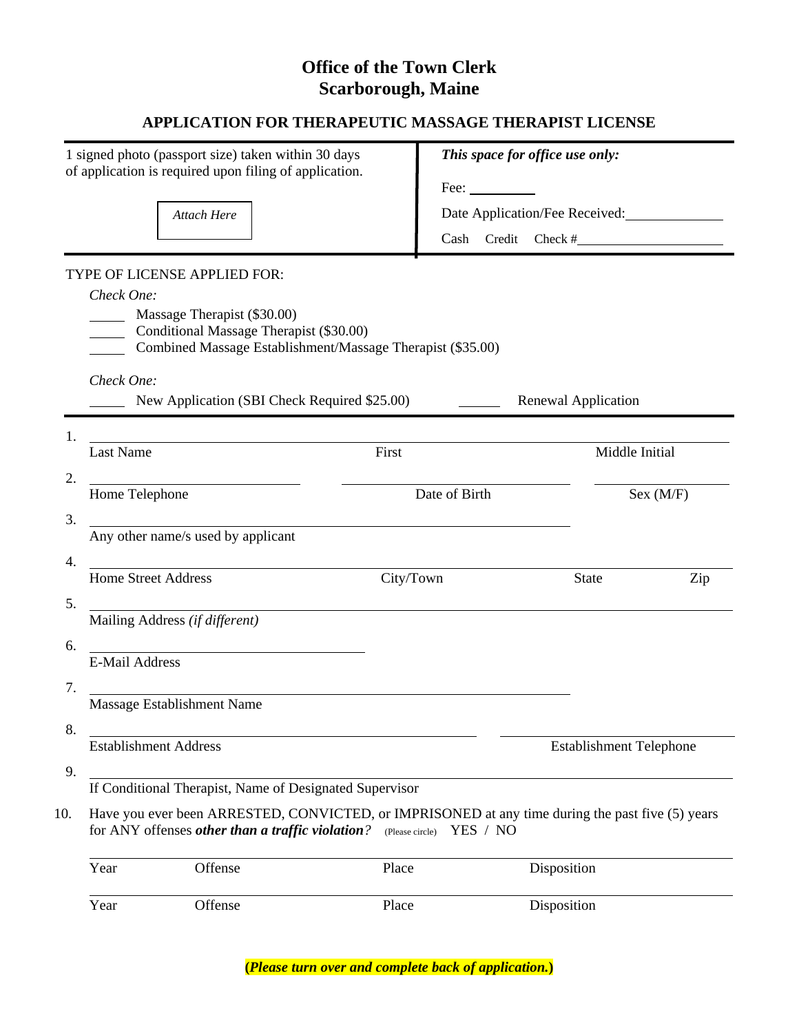# Office of the Town Clerk
# Scarborough, Maine

## APPLICATION FOR THERAPEUTIC MASSAGE THERAPIST LICENSE

| 1 signed photo (passport size) taken within 30 days of application is required upon filing of application. | ***This space for office use only:*** |
|---|---|
| *Attach Here* | Fee: ________ |
| | Date Application/Fee Received: ____________ |
| | Cash Credit Check # ____________________ |

TYPE OF LICENSE APPLIED FOR:

*Check One:*

_____ Massage Therapist ($30.00)
_____ Conditional Massage Therapist ($30.00)
_____ Combined Massage Establishment/Massage Therapist ($35.00)

*Check One:*

_____ New Application (SBI Check Required $25.00) _____ Renewal Application

1. ______________________________________________
   Last Name First Middle Initial

2. ______________________________________________
   Home Telephone Date of Birth Sex (M/F)

3. ______________________________________________
   Any other name/s used by applicant

4. ______________________________________________
   Home Street Address City/Town State Zip

5. ______________________________________________
   Mailing Address *(if different)*

6. ______________________________________________
   E-Mail Address

7. ______________________________________________
   Massage Establishment Name

8. ______________________________________________
   Establishment Address Establishment Telephone

9. ______________________________________________
   If Conditional Therapist, Name of Designated Supervisor

10. Have you ever been ARRESTED, CONVICTED, or IMPRISONED at any time during the past five (5) years for ANY offenses ***other than a traffic violation****?* (Please circle) YES / NO

| Year | Offense | Place | Disposition |
|---|---|---|---|
| Year | Offense | Place | Disposition |

**(*Please turn over and complete back of application.*)**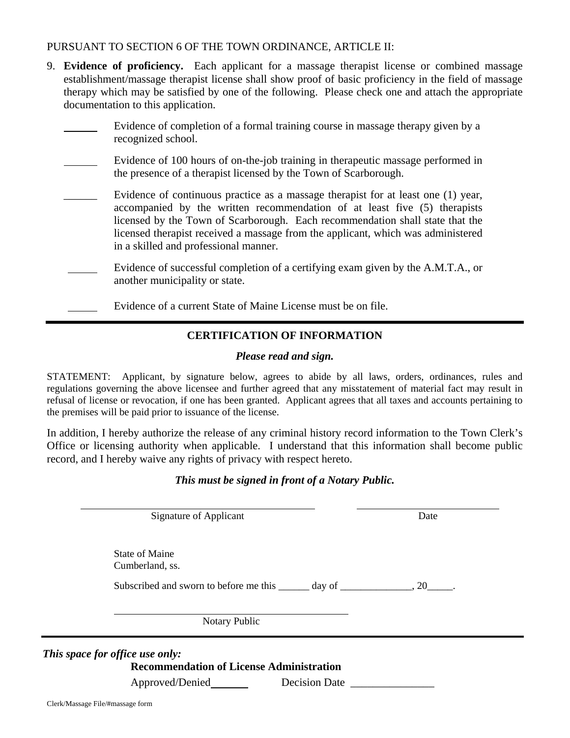PURSUANT TO SECTION 6 OF THE TOWN ORDINANCE, ARTICLE II:

9. **Evidence of proficiency.** Each applicant for a massage therapist license or combined massage establishment/massage therapist license shall show proof of basic proficiency in the field of massage therapy which may be satisfied by one of the following. Please check one and attach the appropriate documentation to this application.

______ Evidence of completion of a formal training course in massage therapy given by a recognized school.

______ Evidence of 100 hours of on-the-job training in therapeutic massage performed in the presence of a therapist licensed by the Town of Scarborough.

______ Evidence of continuous practice as a massage therapist for at least one (1) year, accompanied by the written recommendation of at least five (5) therapists licensed by the Town of Scarborough. Each recommendation shall state that the licensed therapist received a massage from the applicant, which was administered in a skilled and professional manner.

______ Evidence of successful completion of a certifying exam given by the A.M.T.A., or another municipality or state.

______ Evidence of a current State of Maine License must be on file.

## CERTIFICATION OF INFORMATION

***Please read and sign.***

STATEMENT: Applicant, by signature below, agrees to abide by all laws, orders, ordinances, rules and regulations governing the above licensee and further agreed that any misstatement of material fact may result in refusal of license or revocation, if one has been granted. Applicant agrees that all taxes and accounts pertaining to the premises will be paid prior to issuance of the license.

In addition, I hereby authorize the release of any criminal history record information to the Town Clerk's Office or licensing authority when applicable. I understand that this information shall become public record, and I hereby waive any rights of privacy with respect hereto.

***This must be signed in front of a Notary Public.***

______________________________________ ______________________
Signature of Applicant Date

State of Maine
Cumberland, ss.

Subscribed and sworn to before me this ______ day of ______________, 20_____.

______________________________________
Notary Public

***This space for office use only:***

**Recommendation of License Administration**

Approved/Denied_______ Decision Date _______________

Clerk/Massage File/#massage form